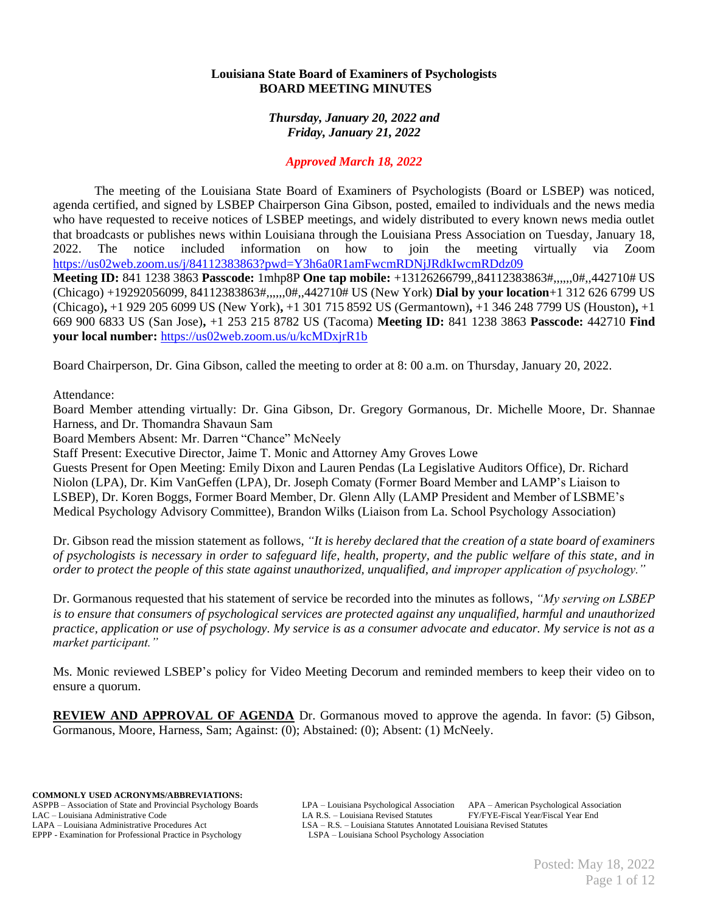**Louisiana State Board of Examiners of Psychologists**
**BOARD MEETING MINUTES**

***Thursday, January 20, 2022 and***
***Friday, January 21, 2022***

***Approved March 18, 2022***

The meeting of the Louisiana State Board of Examiners of Psychologists (Board or LSBEP) was noticed, agenda certified, and signed by LSBEP Chairperson Gina Gibson, posted, emailed to individuals and the news media who have requested to receive notices of LSBEP meetings, and widely distributed to every known news media outlet that broadcasts or publishes news within Louisiana through the Louisiana Press Association on Tuesday, January 18, 2022. The notice included information on how to join the meeting virtually via Zoom https://us02web.zoom.us/j/84112383863?pwd=Y3h6a0R1amFwcmRDNjJRdkIwcmRDdz09
**Meeting ID:** 841 1238 3863 **Passcode:** 1mhp8P **One tap mobile:** +13126266799,,84112383863#,,,,,,0#,,442710# US (Chicago) +19292056099, 84112383863#,,,,,,0#,,442710# US (New York) **Dial by your location**+1 312 626 6799 US (Chicago)**,** +1 929 205 6099 US (New York)**,** +1 301 715 8592 US (Germantown)**,** +1 346 248 7799 US (Houston)**,** +1 669 900 6833 US (San Jose)**,** +1 253 215 8782 US (Tacoma) **Meeting ID:** 841 1238 3863 **Passcode:** 442710 **Find your local number:** https://us02web.zoom.us/u/kcMDxjrR1b

Board Chairperson, Dr. Gina Gibson, called the meeting to order at 8: 00 a.m. on Thursday, January 20, 2022.

Attendance:
Board Member attending virtually: Dr. Gina Gibson, Dr. Gregory Gormanous, Dr. Michelle Moore, Dr. Shannae Harness, and Dr. Thomandra Shavaun Sam
Board Members Absent: Mr. Darren "Chance" McNeely
Staff Present: Executive Director, Jaime T. Monic and Attorney Amy Groves Lowe
Guests Present for Open Meeting: Emily Dixon and Lauren Pendas (La Legislative Auditors Office), Dr. Richard Niolon (LPA), Dr. Kim VanGeffen (LPA), Dr. Joseph Comaty (Former Board Member and LAMP's Liaison to LSBEP), Dr. Koren Boggs, Former Board Member, Dr. Glenn Ally (LAMP President and Member of LSBME's Medical Psychology Advisory Committee), Brandon Wilks (Liaison from La. School Psychology Association)

Dr. Gibson read the mission statement as follows, *"It is hereby declared that the creation of a state board of examiners of psychologists is necessary in order to safeguard life, health, property, and the public welfare of this state, and in order to protect the people of this state against unauthorized, unqualified, and improper application of psychology."*

Dr. Gormanous requested that his statement of service be recorded into the minutes as follows, *"My serving on LSBEP is to ensure that consumers of psychological services are protected against any unqualified, harmful and unauthorized practice, application or use of psychology. My service is as a consumer advocate and educator. My service is not as a market participant."*

Ms. Monic reviewed LSBEP's policy for Video Meeting Decorum and reminded members to keep their video on to ensure a quorum.

**REVIEW AND APPROVAL OF AGENDA** Dr. Gormanous moved to approve the agenda. In favor: (5) Gibson, Gormanous, Moore, Harness, Sam; Against: (0); Abstained: (0); Absent: (1) McNeely.

**COMMONLY USED ACRONYMS/ABBREVIATIONS:**
ASPPB – Association of State and Provincial Psychology Boards
LAC – Louisiana Administrative Code
LAPA – Louisiana Administrative Procedures Act
EPPP - Examination for Professional Practice in Psychology
LPA – Louisiana Psychological Association
APA – American Psychological Association
LA R.S. – Louisiana Revised Statutes
FY/FYE-Fiscal Year/Fiscal Year End
LSA – R.S. – Louisiana Statutes Annotated Louisiana Revised Statutes
LSPA – Louisiana School Psychology Association

Posted: May 18, 2022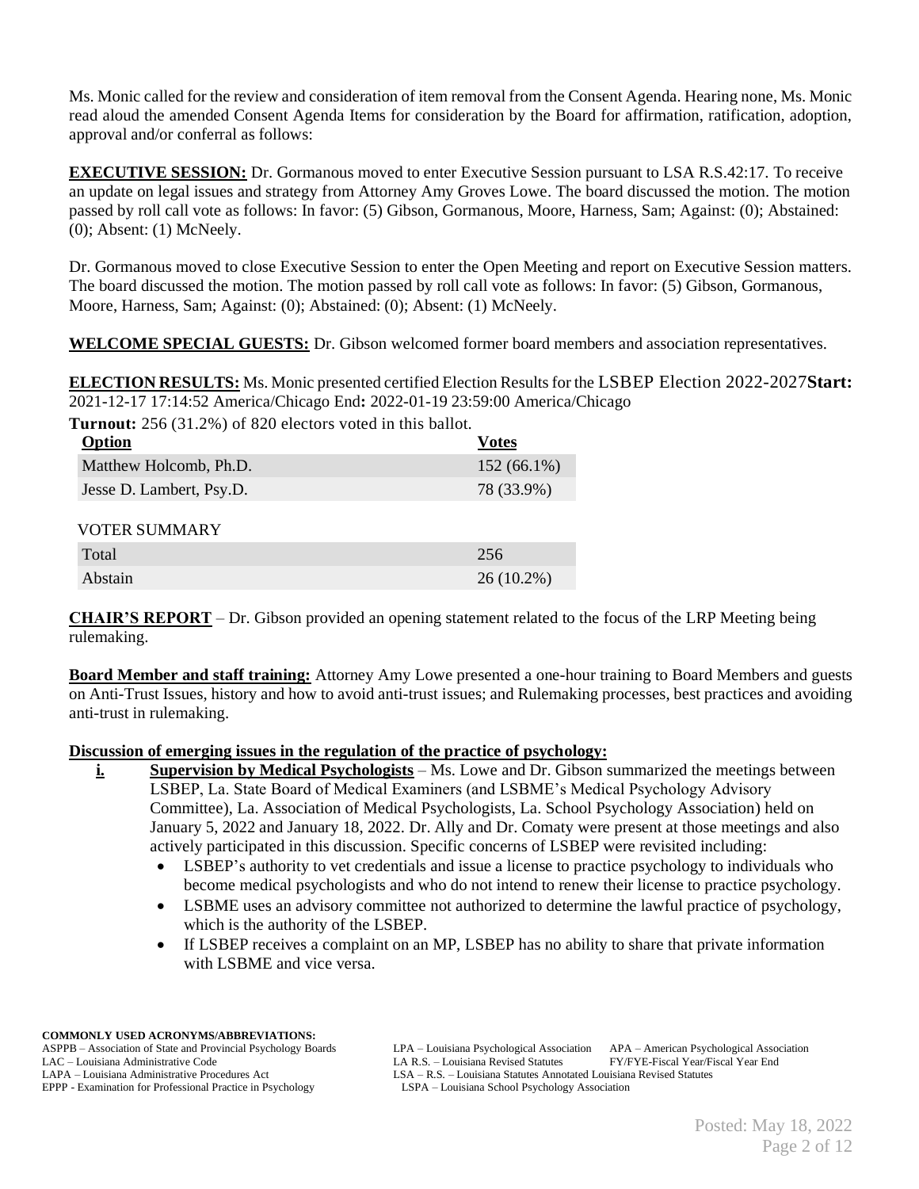Ms. Monic called for the review and consideration of item removal from the Consent Agenda. Hearing none, Ms. Monic read aloud the amended Consent Agenda Items for consideration by the Board for affirmation, ratification, adoption, approval and/or conferral as follows:

**EXECUTIVE SESSION:** Dr. Gormanous moved to enter Executive Session pursuant to LSA R.S.42:17. To receive an update on legal issues and strategy from Attorney Amy Groves Lowe. The board discussed the motion. The motion passed by roll call vote as follows: In favor: (5) Gibson, Gormanous, Moore, Harness, Sam; Against: (0); Abstained: (0); Absent: (1) McNeely.

Dr. Gormanous moved to close Executive Session to enter the Open Meeting and report on Executive Session matters. The board discussed the motion. The motion passed by roll call vote as follows: In favor: (5) Gibson, Gormanous, Moore, Harness, Sam; Against: (0); Abstained: (0); Absent: (1) McNeely.

**WELCOME SPECIAL GUESTS:** Dr. Gibson welcomed former board members and association representatives.

**ELECTION RESULTS:** Ms. Monic presented certified Election Results for the LSBEP Election 2022-2027 **Start:** 2021-12-17 17:14:52 America/Chicago End**:** 2022-01-19 23:59:00 America/Chicago

**Turnout:** 256 (31.2%) of 820 electors voted in this ballot.

| Option | Votes |
|---|---|
| Matthew Holcomb, Ph.D. | 152 (66.1%) |
| Jesse D. Lambert, Psy.D. | 78 (33.9%) |

VOTER SUMMARY

| | |
|---|---|
| Total | 256 |
| Abstain | 26 (10.2%) |

**CHAIR'S REPORT** – Dr. Gibson provided an opening statement related to the focus of the LRP Meeting being rulemaking.

**Board Member and staff training:** Attorney Amy Lowe presented a one-hour training to Board Members and guests on Anti-Trust Issues, history and how to avoid anti-trust issues; and Rulemaking processes, best practices and avoiding anti-trust in rulemaking.

**Discussion of emerging issues in the regulation of the practice of psychology:**

**i.** **Supervision by Medical Psychologists** – Ms. Lowe and Dr. Gibson summarized the meetings between LSBEP, La. State Board of Medical Examiners (and LSBME's Medical Psychology Advisory Committee), La. Association of Medical Psychologists, La. School Psychology Association) held on January 5, 2022 and January 18, 2022. Dr. Ally and Dr. Comaty were present at those meetings and also actively participated in this discussion. Specific concerns of LSBEP were revisited including:

- LSBEP's authority to vet credentials and issue a license to practice psychology to individuals who become medical psychologists and who do not intend to renew their license to practice psychology.
- LSBME uses an advisory committee not authorized to determine the lawful practice of psychology, which is the authority of the LSBEP.
- If LSBEP receives a complaint on an MP, LSBEP has no ability to share that private information with LSBME and vice versa.

**COMMONLY USED ACRONYMS/ABBREVIATIONS:**
ASPPB – Association of State and Provincial Psychology Boards
LAC – Louisiana Administrative Code
LAPA – Louisiana Administrative Procedures Act
EPPP - Examination for Professional Practice in Psychology
LPA – Louisiana Psychological Association
LA R.S. – Louisiana Revised Statutes
LSA – R.S. – Louisiana Statutes Annotated Louisiana Revised Statutes
LSPA – Louisiana School Psychology Association
APA – American Psychological Association
FY/FYE-Fiscal Year/Fiscal Year End

Posted: May 18, 2022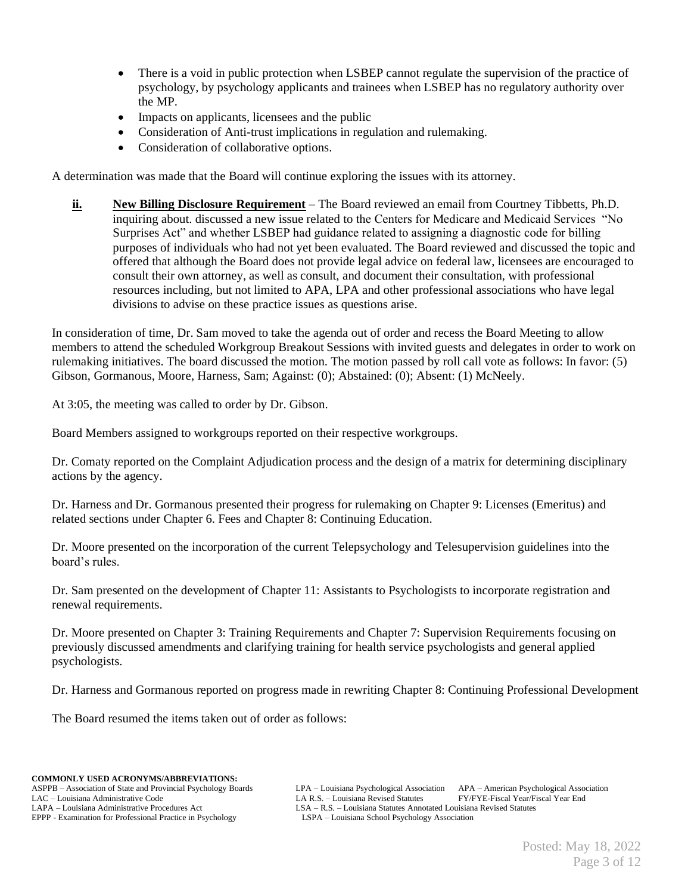- There is a void in public protection when LSBEP cannot regulate the supervision of the practice of psychology, by psychology applicants and trainees when LSBEP has no regulatory authority over the MP.
- Impacts on applicants, licensees and the public
- Consideration of Anti-trust implications in regulation and rulemaking.
- Consideration of collaborative options.

A determination was made that the Board will continue exploring the issues with its attorney.

**ii.** **New Billing Disclosure Requirement** – The Board reviewed an email from Courtney Tibbetts, Ph.D. inquiring about. discussed a new issue related to the Centers for Medicare and Medicaid Services "No Surprises Act" and whether LSBEP had guidance related to assigning a diagnostic code for billing purposes of individuals who had not yet been evaluated. The Board reviewed and discussed the topic and offered that although the Board does not provide legal advice on federal law, licensees are encouraged to consult their own attorney, as well as consult, and document their consultation, with professional resources including, but not limited to APA, LPA and other professional associations who have legal divisions to advise on these practice issues as questions arise.

In consideration of time, Dr. Sam moved to take the agenda out of order and recess the Board Meeting to allow members to attend the scheduled Workgroup Breakout Sessions with invited guests and delegates in order to work on rulemaking initiatives. The board discussed the motion. The motion passed by roll call vote as follows: In favor: (5) Gibson, Gormanous, Moore, Harness, Sam; Against: (0); Abstained: (0); Absent: (1) McNeely.

At 3:05, the meeting was called to order by Dr. Gibson.

Board Members assigned to workgroups reported on their respective workgroups.

Dr. Comaty reported on the Complaint Adjudication process and the design of a matrix for determining disciplinary actions by the agency.

Dr. Harness and Dr. Gormanous presented their progress for rulemaking on Chapter 9: Licenses (Emeritus) and related sections under Chapter 6. Fees and Chapter 8: Continuing Education.

Dr. Moore presented on the incorporation of the current Telepsychology and Telesupervision guidelines into the board's rules.

Dr. Sam presented on the development of Chapter 11: Assistants to Psychologists to incorporate registration and renewal requirements.

Dr. Moore presented on Chapter 3: Training Requirements and Chapter 7: Supervision Requirements focusing on previously discussed amendments and clarifying training for health service psychologists and general applied psychologists.

Dr. Harness and Gormanous reported on progress made in rewriting Chapter 8: Continuing Professional Development

The Board resumed the items taken out of order as follows:

**COMMONLY USED ACRONYMS/ABBREVIATIONS:**
ASPPB – Association of State and Provincial Psychology Boards
LAC – Louisiana Administrative Code
LAPA – Louisiana Administrative Procedures Act
EPPP - Examination for Professional Practice in Psychology
LPA – Louisiana Psychological Association
LA R.S. – Louisiana Revised Statutes
LSA – R.S. – Louisiana Statutes Annotated Louisiana Revised Statutes
LSPA – Louisiana School Psychology Association
APA – American Psychological Association
FY/FYE-Fiscal Year/Fiscal Year End

Posted: May 18, 2022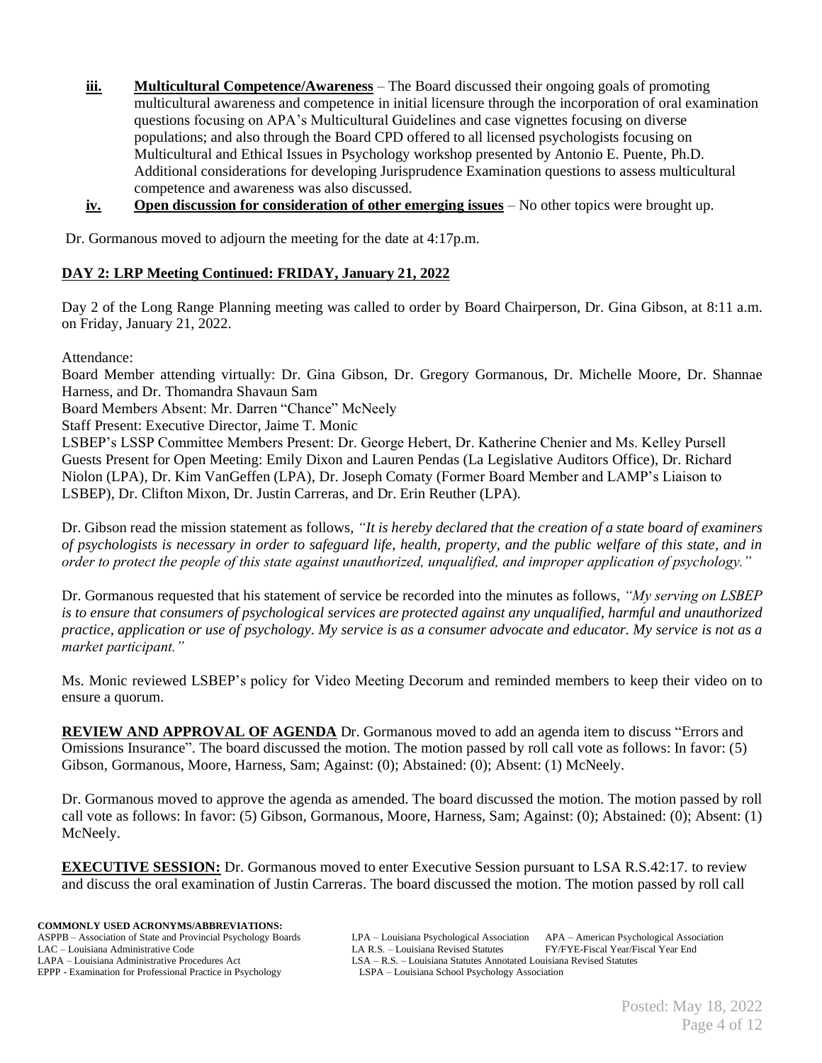- **iii. Multicultural Competence/Awareness** – The Board discussed their ongoing goals of promoting multicultural awareness and competence in initial licensure through the incorporation of oral examination questions focusing on APA's Multicultural Guidelines and case vignettes focusing on diverse populations; and also through the Board CPD offered to all licensed psychologists focusing on Multicultural and Ethical Issues in Psychology workshop presented by Antonio E. Puente, Ph.D. Additional considerations for developing Jurisprudence Examination questions to assess multicultural competence and awareness was also discussed.
- **iv. Open discussion for consideration of other emerging issues** – No other topics were brought up.

Dr. Gormanous moved to adjourn the meeting for the date at 4:17p.m.

**DAY 2: LRP Meeting Continued: FRIDAY, January 21, 2022**

Day 2 of the Long Range Planning meeting was called to order by Board Chairperson, Dr. Gina Gibson, at 8:11 a.m. on Friday, January 21, 2022.

Attendance:
Board Member attending virtually: Dr. Gina Gibson, Dr. Gregory Gormanous, Dr. Michelle Moore, Dr. Shannae Harness, and Dr. Thomandra Shavaun Sam
Board Members Absent: Mr. Darren "Chance" McNeely
Staff Present: Executive Director, Jaime T. Monic
LSBEP's LSSP Committee Members Present: Dr. George Hebert, Dr. Katherine Chenier and Ms. Kelley Pursell
Guests Present for Open Meeting: Emily Dixon and Lauren Pendas (La Legislative Auditors Office), Dr. Richard Niolon (LPA), Dr. Kim VanGeffen (LPA), Dr. Joseph Comaty (Former Board Member and LAMP's Liaison to LSBEP), Dr. Clifton Mixon, Dr. Justin Carreras, and Dr. Erin Reuther (LPA).

Dr. Gibson read the mission statement as follows, *"It is hereby declared that the creation of a state board of examiners of psychologists is necessary in order to safeguard life, health, property, and the public welfare of this state, and in order to protect the people of this state against unauthorized, unqualified, and improper application of psychology."*

Dr. Gormanous requested that his statement of service be recorded into the minutes as follows, *"My serving on LSBEP is to ensure that consumers of psychological services are protected against any unqualified, harmful and unauthorized practice, application or use of psychology. My service is as a consumer advocate and educator. My service is not as a market participant."*

Ms. Monic reviewed LSBEP's policy for Video Meeting Decorum and reminded members to keep their video on to ensure a quorum.

**REVIEW AND APPROVAL OF AGENDA** Dr. Gormanous moved to add an agenda item to discuss "Errors and Omissions Insurance". The board discussed the motion. The motion passed by roll call vote as follows: In favor: (5) Gibson, Gormanous, Moore, Harness, Sam; Against: (0); Abstained: (0); Absent: (1) McNeely.

Dr. Gormanous moved to approve the agenda as amended. The board discussed the motion. The motion passed by roll call vote as follows: In favor: (5) Gibson, Gormanous, Moore, Harness, Sam; Against: (0); Abstained: (0); Absent: (1) McNeely.

**EXECUTIVE SESSION:** Dr. Gormanous moved to enter Executive Session pursuant to LSA R.S.42:17. to review and discuss the oral examination of Justin Carreras. The board discussed the motion. The motion passed by roll call

**COMMONLY USED ACRONYMS/ABBREVIATIONS:**
ASPPB – Association of State and Provincial Psychology Boards
LAC – Louisiana Administrative Code
LAPA – Louisiana Administrative Procedures Act
EPPP - Examination for Professional Practice in Psychology
LPA – Louisiana Psychological Association
LA R.S. – Louisiana Revised Statutes
LSA – R.S. – Louisiana Statutes Annotated Louisiana Revised Statutes
LSPA – Louisiana School Psychology Association
APA – American Psychological Association
FY/FYE-Fiscal Year/Fiscal Year End

Posted: May 18, 2022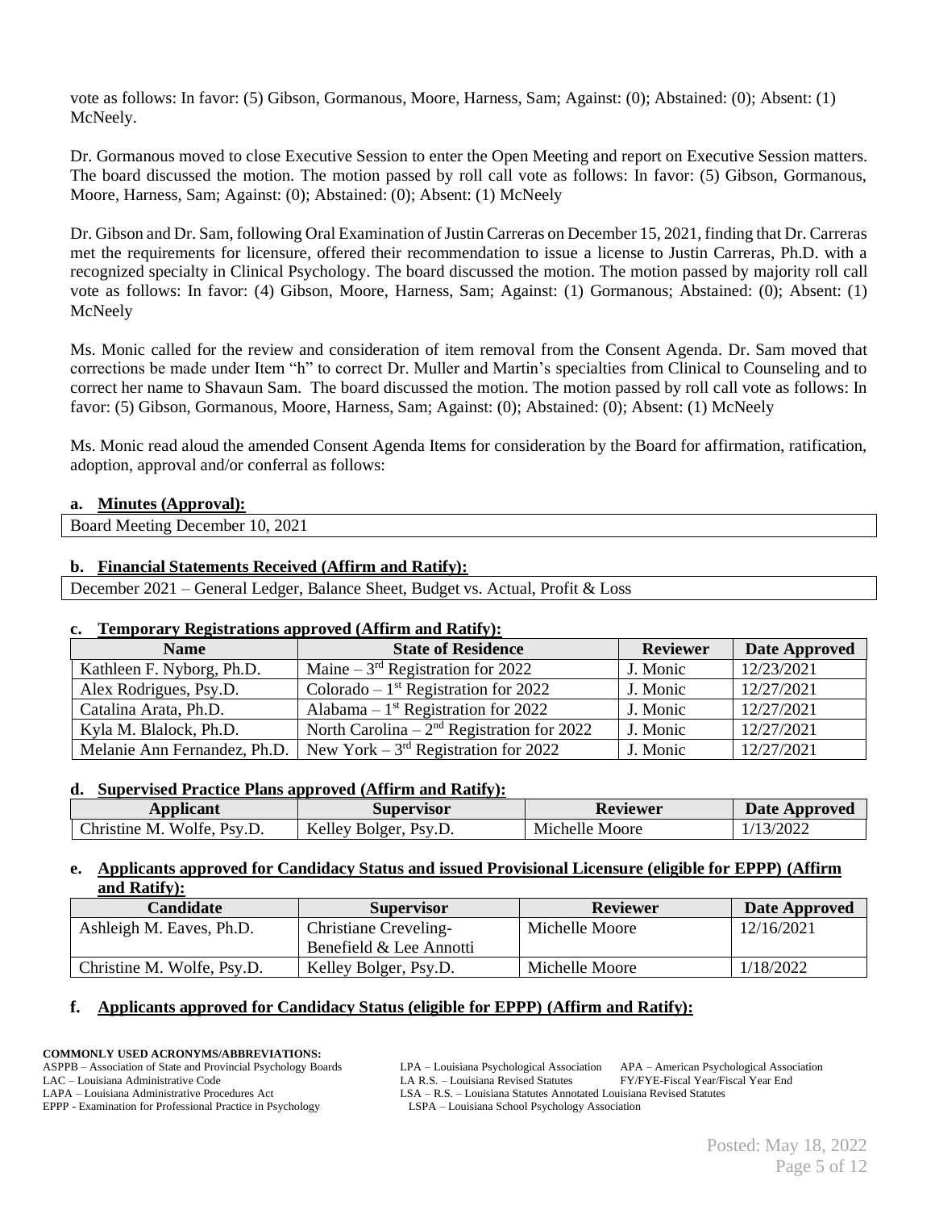vote as follows: In favor: (5) Gibson, Gormanous, Moore, Harness, Sam; Against: (0); Abstained: (0); Absent: (1) McNeely.

Dr. Gormanous moved to close Executive Session to enter the Open Meeting and report on Executive Session matters. The board discussed the motion. The motion passed by roll call vote as follows: In favor: (5) Gibson, Gormanous, Moore, Harness, Sam; Against: (0); Abstained: (0); Absent: (1) McNeely

Dr. Gibson and Dr. Sam, following Oral Examination of Justin Carreras on December 15, 2021, finding that Dr. Carreras met the requirements for licensure, offered their recommendation to issue a license to Justin Carreras, Ph.D. with a recognized specialty in Clinical Psychology. The board discussed the motion. The motion passed by majority roll call vote as follows: In favor: (4) Gibson, Moore, Harness, Sam; Against: (1) Gormanous; Abstained: (0); Absent: (1) McNeely

Ms. Monic called for the review and consideration of item removal from the Consent Agenda. Dr. Sam moved that corrections be made under Item "h" to correct Dr. Muller and Martin's specialties from Clinical to Counseling and to correct her name to Shavaun Sam. The board discussed the motion. The motion passed by roll call vote as follows: In favor: (5) Gibson, Gormanous, Moore, Harness, Sam; Against: (0); Abstained: (0); Absent: (1) McNeely

Ms. Monic read aloud the amended Consent Agenda Items for consideration by the Board for affirmation, ratification, adoption, approval and/or conferral as follows:

**a. Minutes (Approval):**

| Board Meeting December 10, 2021 |
|---|

**b. Financial Statements Received (Affirm and Ratify):**

| December 2021 – General Ledger, Balance Sheet, Budget vs. Actual, Profit & Loss |
|---|

**c. Temporary Registrations approved (Affirm and Ratify):**

| Name | State of Residence | Reviewer | Date Approved |
|---|---|---|---|
| Kathleen F. Nyborg, Ph.D. | Maine – 3rd Registration for 2022 | J. Monic | 12/23/2021 |
| Alex Rodrigues, Psy.D. | Colorado – 1st Registration for 2022 | J. Monic | 12/27/2021 |
| Catalina Arata, Ph.D. | Alabama – 1st Registration for 2022 | J. Monic | 12/27/2021 |
| Kyla M. Blalock, Ph.D. | North Carolina – 2nd Registration for 2022 | J. Monic | 12/27/2021 |
| Melanie Ann Fernandez, Ph.D. | New York – 3rd Registration for 2022 | J. Monic | 12/27/2021 |

**d. Supervised Practice Plans approved (Affirm and Ratify):**

| Applicant | Supervisor | Reviewer | Date Approved |
|---|---|---|---|
| Christine M. Wolfe, Psy.D. | Kelley Bolger, Psy.D. | Michelle Moore | 1/13/2022 |

**e. Applicants approved for Candidacy Status and issued Provisional Licensure (eligible for EPPP) (Affirm and Ratify):**

| Candidate | Supervisor | Reviewer | Date Approved |
|---|---|---|---|
| Ashleigh M. Eaves, Ph.D. | Christiane Creveling-Benefield & Lee Annotti | Michelle Moore | 12/16/2021 |
| Christine M. Wolfe, Psy.D. | Kelley Bolger, Psy.D. | Michelle Moore | 1/18/2022 |

**f. Applicants approved for Candidacy Status (eligible for EPPP) (Affirm and Ratify):**

**COMMONLY USED ACRONYMS/ABBREVIATIONS:**
ASPPB – Association of State and Provincial Psychology Boards
LAC – Louisiana Administrative Code
LAPA – Louisiana Administrative Procedures Act
EPPP - Examination for Professional Practice in Psychology
LPA – Louisiana Psychological Association
LA R.S. – Louisiana Revised Statutes
LSA – R.S. – Louisiana Statutes Annotated Louisiana Revised Statutes
LSPA – Louisiana School Psychology Association
APA – American Psychological Association
FY/FYE-Fiscal Year/Fiscal Year End

Posted: May 18, 2022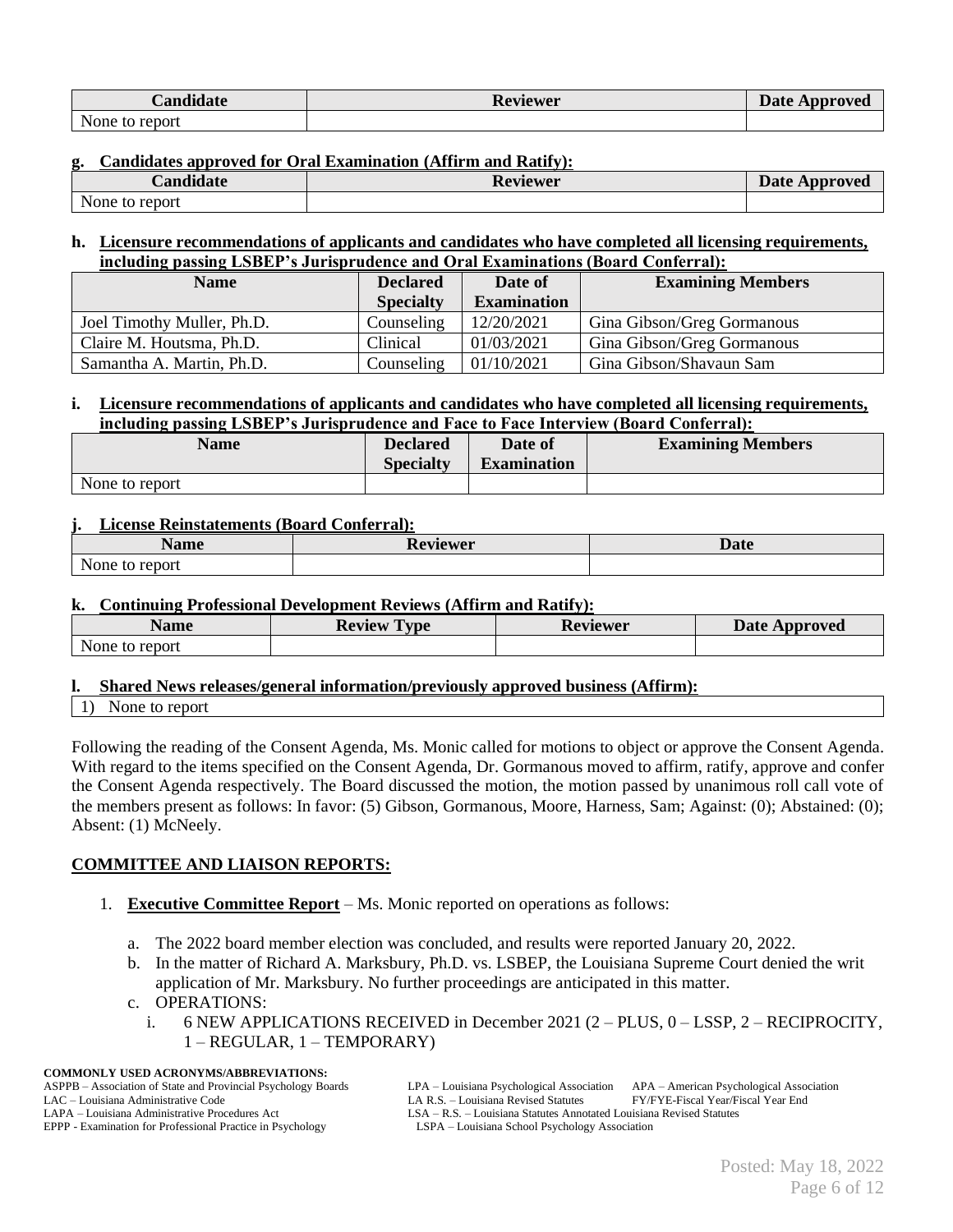| Candidate | Reviewer | Date Approved |
|---|---|---|
| None to report | | |

**g. Candidates approved for Oral Examination (Affirm and Ratify):**

| Candidate | Reviewer | Date Approved |
|---|---|---|
| None to report | | |

**h. Licensure recommendations of applicants and candidates who have completed all licensing requirements, including passing LSBEP's Jurisprudence and Oral Examinations (Board Conferral):**

| Name | Declared Specialty | Date of Examination | Examining Members |
|---|---|---|---|
| Joel Timothy Muller, Ph.D. | Counseling | 12/20/2021 | Gina Gibson/Greg Gormanous |
| Claire M. Houtsma, Ph.D. | Clinical | 01/03/2021 | Gina Gibson/Greg Gormanous |
| Samantha A. Martin, Ph.D. | Counseling | 01/10/2021 | Gina Gibson/Shavaun Sam |

**i. Licensure recommendations of applicants and candidates who have completed all licensing requirements, including passing LSBEP's Jurisprudence and Face to Face Interview (Board Conferral):**

| Name | Declared Specialty | Date of Examination | Examining Members |
|---|---|---|---|
| None to report | | | |

**j. License Reinstatements (Board Conferral):**

| Name | Reviewer | Date |
|---|---|---|
| None to report | | |

**k. Continuing Professional Development Reviews (Affirm and Ratify):**

| Name | Review Type | Reviewer | Date Approved |
|---|---|---|---|
| None to report | | | |

**l. Shared News releases/general information/previously approved business (Affirm):**

1) None to report

Following the reading of the Consent Agenda, Ms. Monic called for motions to object or approve the Consent Agenda. With regard to the items specified on the Consent Agenda, Dr. Gormanous moved to affirm, ratify, approve and confer the Consent Agenda respectively. The Board discussed the motion, the motion passed by unanimous roll call vote of the members present as follows: In favor: (5) Gibson, Gormanous, Moore, Harness, Sam; Against: (0); Abstained: (0); Absent: (1) McNeely.

## COMMITTEE AND LIAISON REPORTS:

1. **Executive Committee Report** – Ms. Monic reported on operations as follows:
   a. The 2022 board member election was concluded, and results were reported January 20, 2022.
   b. In the matter of Richard A. Marksbury, Ph.D. vs. LSBEP, the Louisiana Supreme Court denied the writ application of Mr. Marksbury. No further proceedings are anticipated in this matter.
   c. OPERATIONS:
      i. 6 NEW APPLICATIONS RECEIVED in December 2021 (2 – PLUS, 0 – LSSP, 2 – RECIPROCITY, 1 – REGULAR, 1 – TEMPORARY)

**COMMONLY USED ACRONYMS/ABBREVIATIONS:**
ASPPB – Association of State and Provincial Psychology Boards
LAC – Louisiana Administrative Code
LAPA – Louisiana Administrative Procedures Act
EPPP - Examination for Professional Practice in Psychology
LPA – Louisiana Psychological Association
LA R.S. – Louisiana Revised Statutes
LSA – R.S. – Louisiana Statutes Annotated Louisiana Revised Statutes
LSPA – Louisiana School Psychology Association
APA – American Psychological Association
FY/FYE-Fiscal Year/Fiscal Year End

Posted: May 18, 2022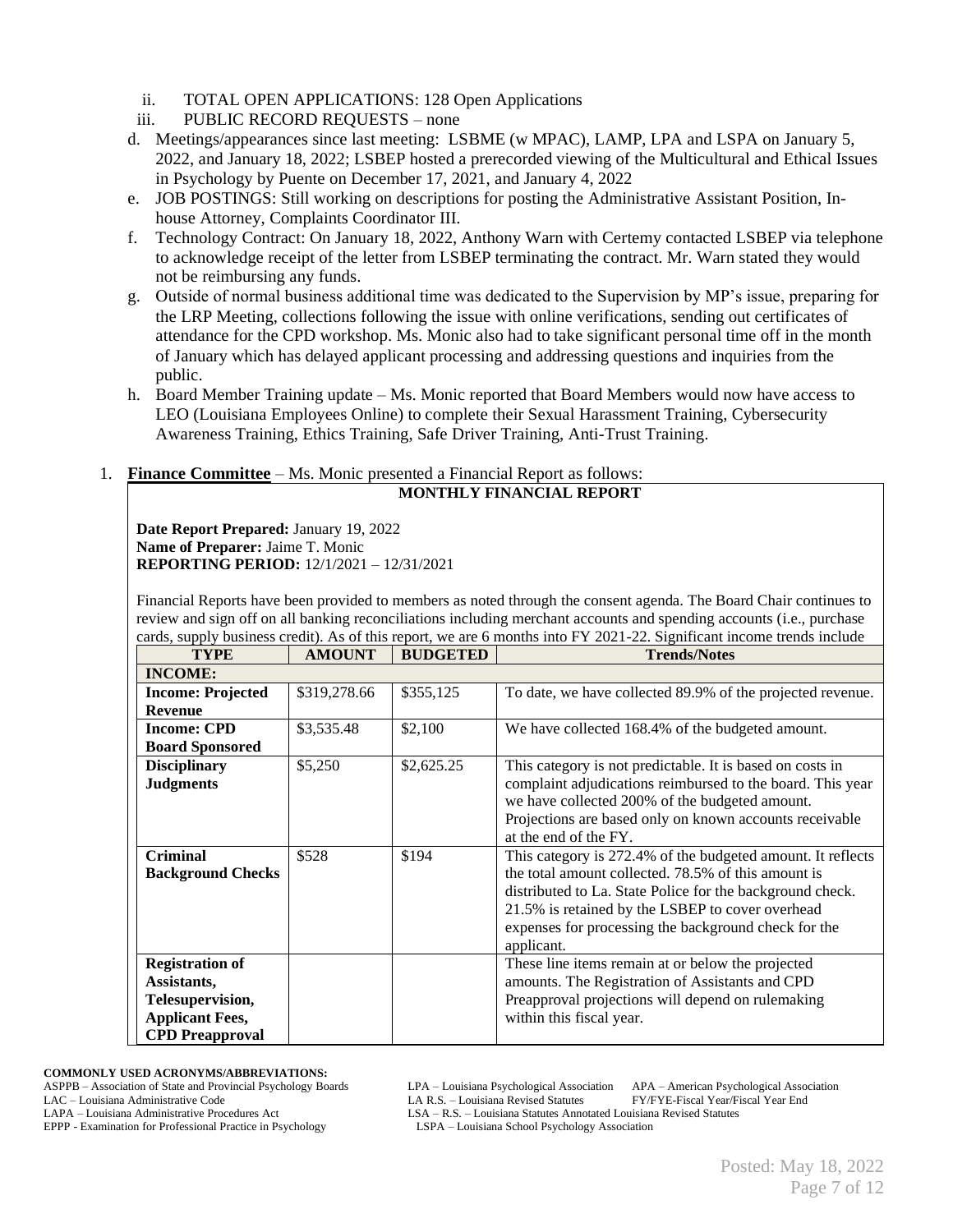ii. TOTAL OPEN APPLICATIONS: 128 Open Applications
iii. PUBLIC RECORD REQUESTS – none

d. Meetings/appearances since last meeting: LSBME (w MPAC), LAMP, LPA and LSPA on January 5, 2022, and January 18, 2022; LSBEP hosted a prerecorded viewing of the Multicultural and Ethical Issues in Psychology by Puente on December 17, 2021, and January 4, 2022
e. JOB POSTINGS: Still working on descriptions for posting the Administrative Assistant Position, In-house Attorney, Complaints Coordinator III.
f. Technology Contract: On January 18, 2022, Anthony Warn with Certemy contacted LSBEP via telephone to acknowledge receipt of the letter from LSBEP terminating the contract. Mr. Warn stated they would not be reimbursing any funds.
g. Outside of normal business additional time was dedicated to the Supervision by MP's issue, preparing for the LRP Meeting, collections following the issue with online verifications, sending out certificates of attendance for the CPD workshop. Ms. Monic also had to take significant personal time off in the month of January which has delayed applicant processing and addressing questions and inquiries from the public.
h. Board Member Training update – Ms. Monic reported that Board Members would now have access to LEO (Louisiana Employees Online) to complete their Sexual Harassment Training, Cybersecurity Awareness Training, Ethics Training, Safe Driver Training, Anti-Trust Training.

1. **Finance Committee** – Ms. Monic presented a Financial Report as follows:

**MONTHLY FINANCIAL REPORT**

**Date Report Prepared:** January 19, 2022
**Name of Preparer:** Jaime T. Monic
**REPORTING PERIOD:** 12/1/2021 – 12/31/2021

Financial Reports have been provided to members as noted through the consent agenda. The Board Chair continues to review and sign off on all banking reconciliations including merchant accounts and spending accounts (i.e., purchase cards, supply business credit). As of this report, we are 6 months into FY 2021-22. Significant income trends include

| TYPE | AMOUNT | BUDGETED | Trends/Notes |
|---|---|---|---|
| **INCOME:** | | | |
| **Income: Projected Revenue** | \$319,278.66 | \$355,125 | To date, we have collected 89.9% of the projected revenue. |
| **Income: CPD Board Sponsored** | \$3,535.48 | \$2,100 | We have collected 168.4% of the budgeted amount. |
| **Disciplinary Judgments** | \$5,250 | \$2,625.25 | This category is not predictable. It is based on costs in complaint adjudications reimbursed to the board. This year we have collected 200% of the budgeted amount. Projections are based only on known accounts receivable at the end of the FY. |
| **Criminal Background Checks** | \$528 | \$194 | This category is 272.4% of the budgeted amount. It reflects the total amount collected. 78.5% of this amount is distributed to La. State Police for the background check. 21.5% is retained by the LSBEP to cover overhead expenses for processing the background check for the applicant. |
| **Registration of Assistants, Telesupervision, Applicant Fees, CPD Preapproval** | | | These line items remain at or below the projected amounts. The Registration of Assistants and CPD Preapproval projections will depend on rulemaking within this fiscal year. |

**COMMONLY USED ACRONYMS/ABBREVIATIONS:**
ASPPB – Association of State and Provincial Psychology Boards
LAC – Louisiana Administrative Code
LAPA – Louisiana Administrative Procedures Act
EPPP - Examination for Professional Practice in Psychology
LPA – Louisiana Psychological Association
LA R.S. – Louisiana Revised Statutes
LSA – R.S. – Louisiana Statutes Annotated Louisiana Revised Statutes
LSPA – Louisiana School Psychology Association
APA – American Psychological Association
FY/FYE-Fiscal Year/Fiscal Year End

Posted: May 18, 2022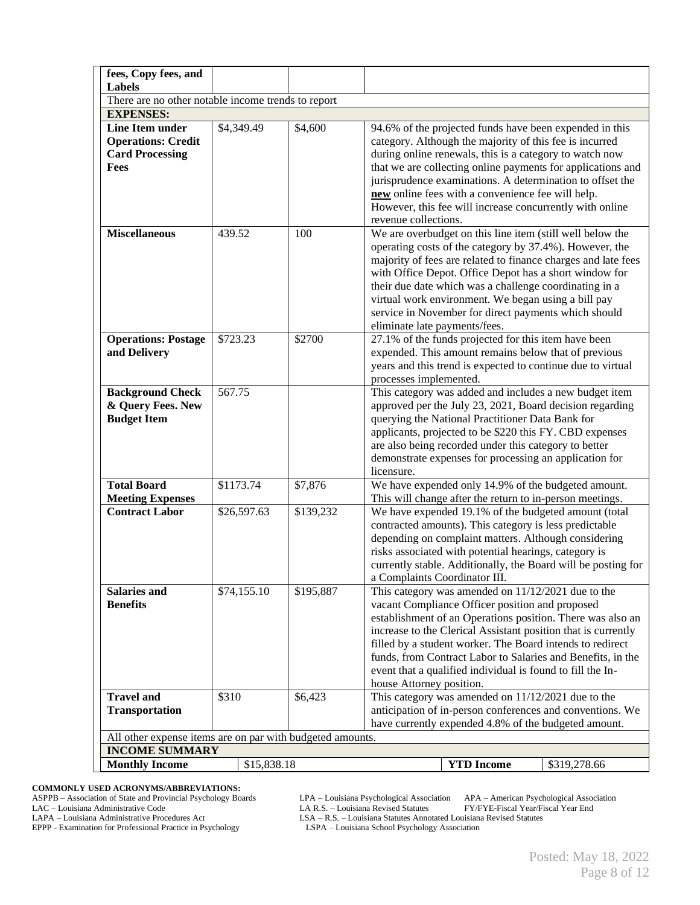| | | | |
|---|---|---|---|
| **fees, Copy fees, and Labels** | | | |
| There are no other notable income trends to report | | | |
| **EXPENSES:** | | | |
| **Line Item under Operations: Credit Card Processing Fees** | $4,349.49 | $4,600 | 94.6% of the projected funds have been expended in this category. Although the majority of this fee is incurred during online renewals, this is a category to watch now that we are collecting online payments for applications and jurisprudence examinations. A determination to offset the **new** online fees with a convenience fee will help. However, this fee will increase concurrently with online revenue collections. |
| **Miscellaneous** | 439.52 | 100 | We are overbudget on this line item (still well below the operating costs of the category by 37.4%). However, the majority of fees are related to finance charges and late fees with Office Depot. Office Depot has a short window for their due date which was a challenge coordinating in a virtual work environment. We began using a bill pay service in November for direct payments which should eliminate late payments/fees. |
| **Operations: Postage and Delivery** | $723.23 | $2700 | 27.1% of the funds projected for this item have been expended. This amount remains below that of previous years and this trend is expected to continue due to virtual processes implemented. |
| **Background Check & Query Fees. New Budget Item** | 567.75 | | This category was added and includes a new budget item approved per the July 23, 2021, Board decision regarding querying the National Practitioner Data Bank for applicants, projected to be $220 this FY. CBD expenses are also being recorded under this category to better demonstrate expenses for processing an application for licensure. |
| **Total Board Meeting Expenses** | $1173.74 | $7,876 | We have expended only 14.9% of the budgeted amount. This will change after the return to in-person meetings. |
| **Contract Labor** | $26,597.63 | $139,232 | We have expended 19.1% of the budgeted amount (total contracted amounts). This category is less predictable depending on complaint matters. Although considering risks associated with potential hearings, category is currently stable. Additionally, the Board will be posting for a Complaints Coordinator III. |
| **Salaries and Benefits** | $74,155.10 | $195,887 | This category was amended on 11/12/2021 due to the vacant Compliance Officer position and proposed establishment of an Operations position. There was also an increase to the Clerical Assistant position that is currently filled by a student worker. The Board intends to redirect funds, from Contract Labor to Salaries and Benefits, in the event that a qualified individual is found to fill the In-house Attorney position. |
| **Travel and Transportation** | $310 | $6,423 | This category was amended on 11/12/2021 due to the anticipation of in-person conferences and conventions. We have currently expended 4.8% of the budgeted amount. |
| All other expense items are on par with budgeted amounts. | | | |
| **INCOME SUMMARY** | | | |
| **Monthly Income** | $15,838.18 | **YTD Income** | $319,278.66 |

**COMMONLY USED ACRONYMS/ABBREVIATIONS:**

ASPPB – Association of State and Provincial Psychology Boards
LAC – Louisiana Administrative Code
LAPA – Louisiana Administrative Procedures Act
EPPP - Examination for Professional Practice in Psychology
LPA – Louisiana Psychological Association
LA R.S. – Louisiana Revised Statutes
LSA – R.S. – Louisiana Statutes Annotated Louisiana Revised Statutes
LSPA – Louisiana School Psychology Association
APA – American Psychological Association
FY/FYE-Fiscal Year/Fiscal Year End

Posted: May 18, 2022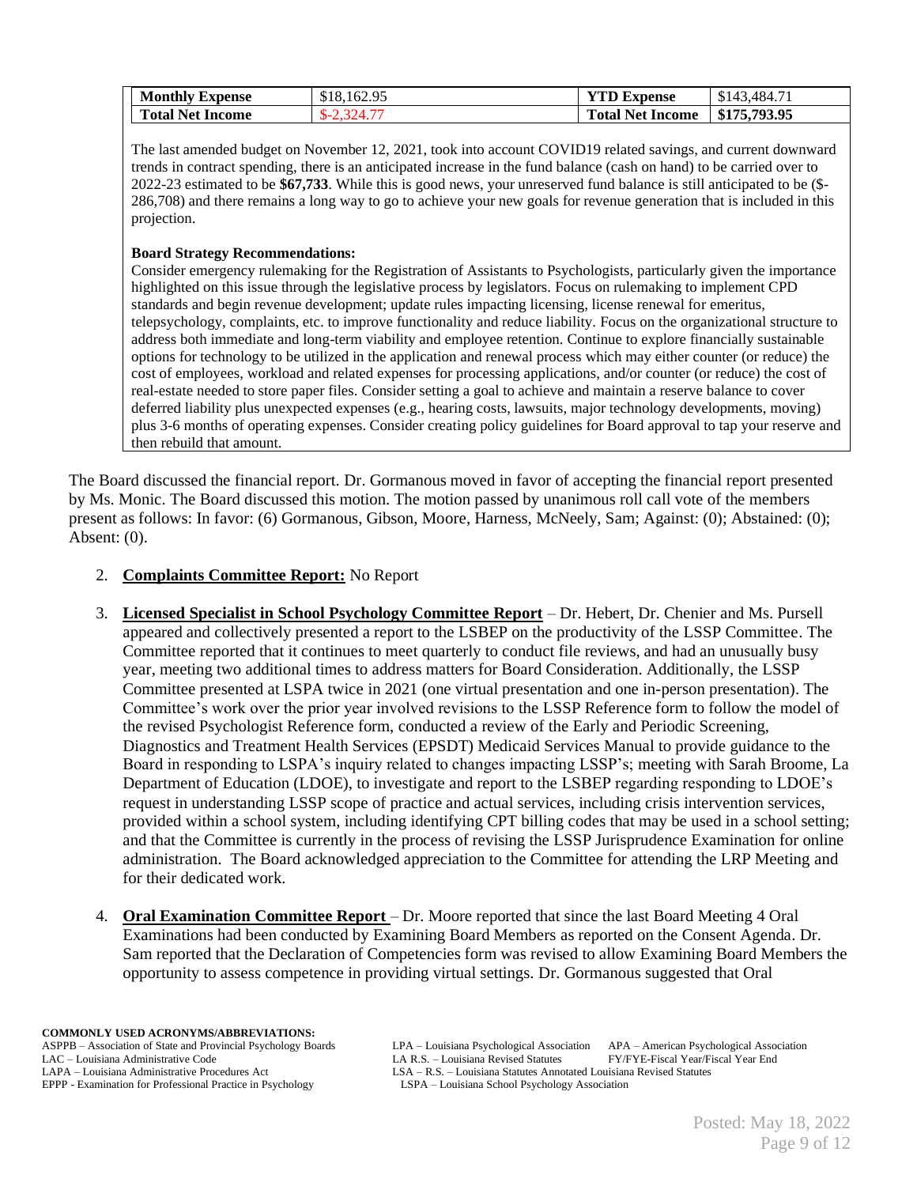| Monthly Expense | \$18,162.95 | YTD Expense | \$143,484.71 |
|---|---|---|---|
| Total Net Income | \$-2,324.77 | Total Net Income | **\$175,793.95** |

The last amended budget on November 12, 2021, took into account COVID19 related savings, and current downward trends in contract spending, there is an anticipated increase in the fund balance (cash on hand) to be carried over to 2022-23 estimated to be **\$67,733**. While this is good news, your unreserved fund balance is still anticipated to be (\$-286,708) and there remains a long way to go to achieve your new goals for revenue generation that is included in this projection.

**Board Strategy Recommendations:**
Consider emergency rulemaking for the Registration of Assistants to Psychologists, particularly given the importance highlighted on this issue through the legislative process by legislators. Focus on rulemaking to implement CPD standards and begin revenue development; update rules impacting licensing, license renewal for emeritus, telepsychology, complaints, etc. to improve functionality and reduce liability. Focus on the organizational structure to address both immediate and long-term viability and employee retention. Continue to explore financially sustainable options for technology to be utilized in the application and renewal process which may either counter (or reduce) the cost of employees, workload and related expenses for processing applications, and/or counter (or reduce) the cost of real-estate needed to store paper files. Consider setting a goal to achieve and maintain a reserve balance to cover deferred liability plus unexpected expenses (e.g., hearing costs, lawsuits, major technology developments, moving) plus 3-6 months of operating expenses. Consider creating policy guidelines for Board approval to tap your reserve and then rebuild that amount.

The Board discussed the financial report. Dr. Gormanous moved in favor of accepting the financial report presented by Ms. Monic. The Board discussed this motion. The motion passed by unanimous roll call vote of the members present as follows: In favor: (6) Gormanous, Gibson, Moore, Harness, McNeely, Sam; Against: (0); Abstained: (0); Absent: (0).

2. **Complaints Committee Report:** No Report

3. **Licensed Specialist in School Psychology Committee Report** – Dr. Hebert, Dr. Chenier and Ms. Pursell appeared and collectively presented a report to the LSBEP on the productivity of the LSSP Committee. The Committee reported that it continues to meet quarterly to conduct file reviews, and had an unusually busy year, meeting two additional times to address matters for Board Consideration. Additionally, the LSSP Committee presented at LSPA twice in 2021 (one virtual presentation and one in-person presentation). The Committee's work over the prior year involved revisions to the LSSP Reference form to follow the model of the revised Psychologist Reference form, conducted a review of the Early and Periodic Screening, Diagnostics and Treatment Health Services (EPSDT) Medicaid Services Manual to provide guidance to the Board in responding to LSPA's inquiry related to changes impacting LSSP's; meeting with Sarah Broome, La Department of Education (LDOE), to investigate and report to the LSBEP regarding responding to LDOE's request in understanding LSSP scope of practice and actual services, including crisis intervention services, provided within a school system, including identifying CPT billing codes that may be used in a school setting; and that the Committee is currently in the process of revising the LSSP Jurisprudence Examination for online administration. The Board acknowledged appreciation to the Committee for attending the LRP Meeting and for their dedicated work.

4. **Oral Examination Committee Report** – Dr. Moore reported that since the last Board Meeting 4 Oral Examinations had been conducted by Examining Board Members as reported on the Consent Agenda. Dr. Sam reported that the Declaration of Competencies form was revised to allow Examining Board Members the opportunity to assess competence in providing virtual settings. Dr. Gormanous suggested that Oral

**COMMONLY USED ACRONYMS/ABBREVIATIONS:**
ASPPB – Association of State and Provincial Psychology Boards
LAC – Louisiana Administrative Code
LAPA – Louisiana Administrative Procedures Act
EPPP - Examination for Professional Practice in Psychology
LPA – Louisiana Psychological Association
LA R.S. – Louisiana Revised Statutes
LSA – R.S. – Louisiana Statutes Annotated Louisiana Revised Statutes
LSPA – Louisiana School Psychology Association
APA – American Psychological Association
FY/FYE-Fiscal Year/Fiscal Year End

Posted: May 18, 2022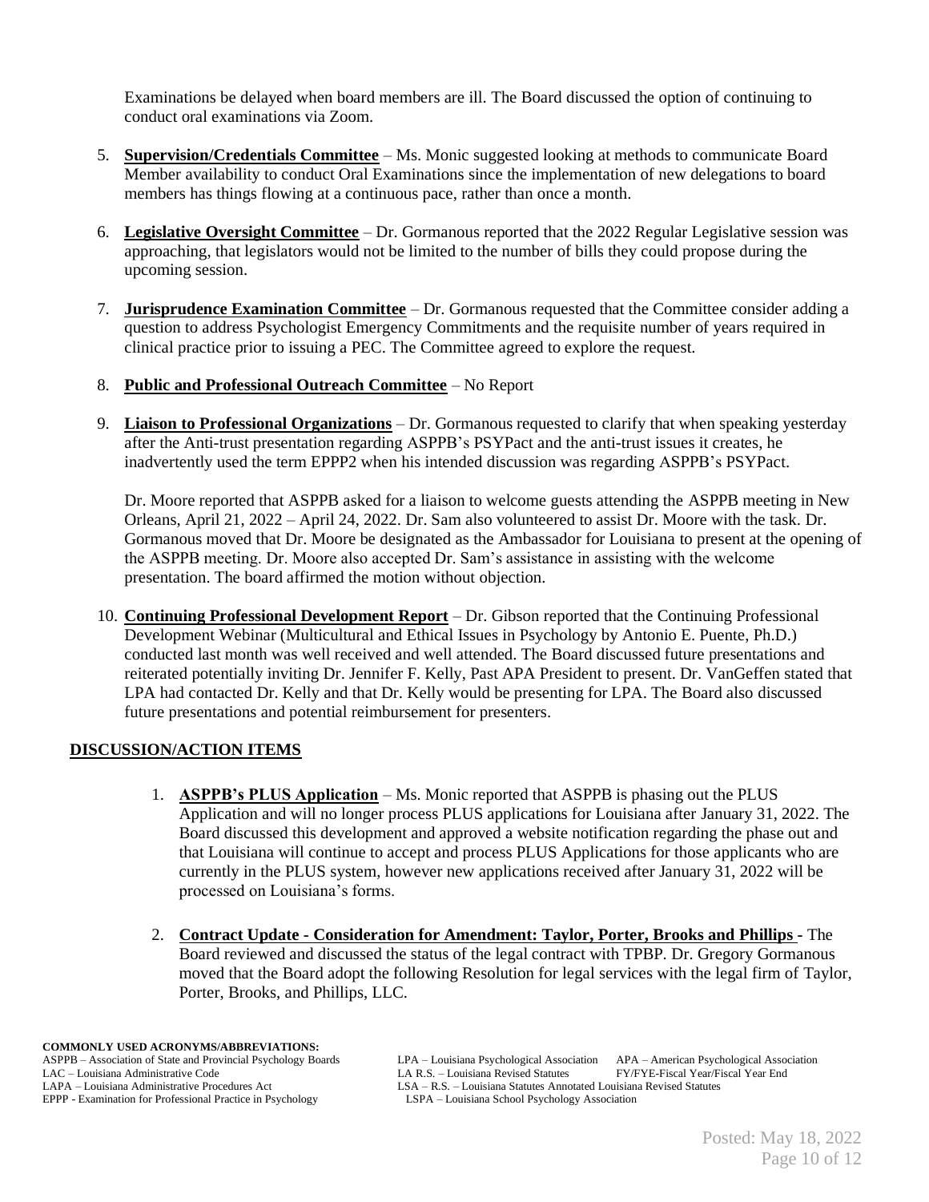Examinations be delayed when board members are ill. The Board discussed the option of continuing to conduct oral examinations via Zoom.

5. **Supervision/Credentials Committee** – Ms. Monic suggested looking at methods to communicate Board Member availability to conduct Oral Examinations since the implementation of new delegations to board members has things flowing at a continuous pace, rather than once a month.

6. **Legislative Oversight Committee** – Dr. Gormanous reported that the 2022 Regular Legislative session was approaching, that legislators would not be limited to the number of bills they could propose during the upcoming session.

7. **Jurisprudence Examination Committee** – Dr. Gormanous requested that the Committee consider adding a question to address Psychologist Emergency Commitments and the requisite number of years required in clinical practice prior to issuing a PEC. The Committee agreed to explore the request.

8. **Public and Professional Outreach Committee** – No Report

9. **Liaison to Professional Organizations** – Dr. Gormanous requested to clarify that when speaking yesterday after the Anti-trust presentation regarding ASPPB's PSYPact and the anti-trust issues it creates, he inadvertently used the term EPPP2 when his intended discussion was regarding ASPPB's PSYPact.

   Dr. Moore reported that ASPPB asked for a liaison to welcome guests attending the ASPPB meeting in New Orleans, April 21, 2022 – April 24, 2022. Dr. Sam also volunteered to assist Dr. Moore with the task. Dr. Gormanous moved that Dr. Moore be designated as the Ambassador for Louisiana to present at the opening of the ASPPB meeting. Dr. Moore also accepted Dr. Sam's assistance in assisting with the welcome presentation. The board affirmed the motion without objection.

10. **Continuing Professional Development Report** – Dr. Gibson reported that the Continuing Professional Development Webinar (Multicultural and Ethical Issues in Psychology by Antonio E. Puente, Ph.D.) conducted last month was well received and well attended. The Board discussed future presentations and reiterated potentially inviting Dr. Jennifer F. Kelly, Past APA President to present. Dr. VanGeffen stated that LPA had contacted Dr. Kelly and that Dr. Kelly would be presenting for LPA. The Board also discussed future presentations and potential reimbursement for presenters.

## DISCUSSION/ACTION ITEMS

1. **ASPPB's PLUS Application** – Ms. Monic reported that ASPPB is phasing out the PLUS Application and will no longer process PLUS applications for Louisiana after January 31, 2022. The Board discussed this development and approved a website notification regarding the phase out and that Louisiana will continue to accept and process PLUS Applications for those applicants who are currently in the PLUS system, however new applications received after January 31, 2022 will be processed on Louisiana's forms.

2. **Contract Update - Consideration for Amendment: Taylor, Porter, Brooks and Phillips -** The Board reviewed and discussed the status of the legal contract with TPBP. Dr. Gregory Gormanous moved that the Board adopt the following Resolution for legal services with the legal firm of Taylor, Porter, Brooks, and Phillips, LLC.

**COMMONLY USED ACRONYMS/ABBREVIATIONS:**
ASPPB – Association of State and Provincial Psychology Boards
LAC – Louisiana Administrative Code
LAPA – Louisiana Administrative Procedures Act
EPPP - Examination for Professional Practice in Psychology
LPA – Louisiana Psychological Association
LA R.S. – Louisiana Revised Statutes
LSA – R.S. – Louisiana Statutes Annotated Louisiana Revised Statutes
LSPA – Louisiana School Psychology Association
APA – American Psychological Association
FY/FYE-Fiscal Year/Fiscal Year End

Posted: May 18, 2022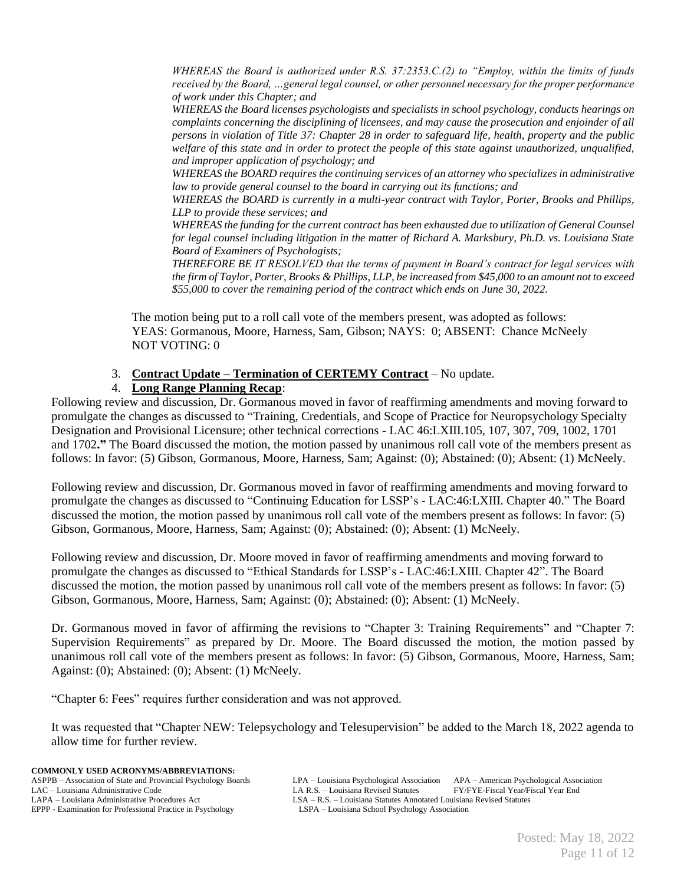*WHEREAS the Board is authorized under R.S. 37:2353.C.(2) to "Employ, within the limits of funds received by the Board, …general legal counsel, or other personnel necessary for the proper performance of work under this Chapter; and*

*WHEREAS the Board licenses psychologists and specialists in school psychology, conducts hearings on complaints concerning the disciplining of licensees, and may cause the prosecution and enjoinder of all persons in violation of Title 37: Chapter 28 in order to safeguard life, health, property and the public welfare of this state and in order to protect the people of this state against unauthorized, unqualified, and improper application of psychology; and*

*WHEREAS the BOARD requires the continuing services of an attorney who specializes in administrative law to provide general counsel to the board in carrying out its functions; and*

*WHEREAS the BOARD is currently in a multi-year contract with Taylor, Porter, Brooks and Phillips, LLP to provide these services; and*

*WHEREAS the funding for the current contract has been exhausted due to utilization of General Counsel for legal counsel including litigation in the matter of Richard A. Marksbury, Ph.D. vs. Louisiana State Board of Examiners of Psychologists;*

*THEREFORE BE IT RESOLVED that the terms of payment in Board's contract for legal services with the firm of Taylor, Porter, Brooks & Phillips, LLP, be increased from $45,000 to an amount not to exceed $55,000 to cover the remaining period of the contract which ends on June 30, 2022.*

The motion being put to a roll call vote of the members present, was adopted as follows:
YEAS: Gormanous, Moore, Harness, Sam, Gibson; NAYS: 0; ABSENT: Chance McNeely
NOT VOTING: 0

3. **Contract Update – Termination of CERTEMY Contract** – No update.
4. **Long Range Planning Recap**:

Following review and discussion, Dr. Gormanous moved in favor of reaffirming amendments and moving forward to promulgate the changes as discussed to "Training, Credentials, and Scope of Practice for Neuropsychology Specialty Designation and Provisional Licensure; other technical corrections - LAC 46:LXIII.105, 107, 307, 709, 1002, 1701 and 1702**."** The Board discussed the motion, the motion passed by unanimous roll call vote of the members present as follows: In favor: (5) Gibson, Gormanous, Moore, Harness, Sam; Against: (0); Abstained: (0); Absent: (1) McNeely.

Following review and discussion, Dr. Gormanous moved in favor of reaffirming amendments and moving forward to promulgate the changes as discussed to "Continuing Education for LSSP's - LAC:46:LXIII. Chapter 40." The Board discussed the motion, the motion passed by unanimous roll call vote of the members present as follows: In favor: (5) Gibson, Gormanous, Moore, Harness, Sam; Against: (0); Abstained: (0); Absent: (1) McNeely.

Following review and discussion, Dr. Moore moved in favor of reaffirming amendments and moving forward to promulgate the changes as discussed to "Ethical Standards for LSSP's - LAC:46:LXIII. Chapter 42". The Board discussed the motion, the motion passed by unanimous roll call vote of the members present as follows: In favor: (5) Gibson, Gormanous, Moore, Harness, Sam; Against: (0); Abstained: (0); Absent: (1) McNeely.

Dr. Gormanous moved in favor of affirming the revisions to "Chapter 3: Training Requirements" and "Chapter 7: Supervision Requirements" as prepared by Dr. Moore. The Board discussed the motion, the motion passed by unanimous roll call vote of the members present as follows: In favor: (5) Gibson, Gormanous, Moore, Harness, Sam; Against: (0); Abstained: (0); Absent: (1) McNeely.

"Chapter 6: Fees" requires further consideration and was not approved.

It was requested that "Chapter NEW: Telepsychology and Telesupervision" be added to the March 18, 2022 agenda to allow time for further review.

**COMMONLY USED ACRONYMS/ABBREVIATIONS:**
ASPPB – Association of State and Provincial Psychology Boards
LAC – Louisiana Administrative Code
LAPA – Louisiana Administrative Procedures Act
EPPP - Examination for Professional Practice in Psychology
LPA – Louisiana Psychological Association
APA – American Psychological Association
LA R.S. – Louisiana Revised Statutes
FY/FYE-Fiscal Year/Fiscal Year End
LSA – R.S. – Louisiana Statutes Annotated Louisiana Revised Statutes
LSPA – Louisiana School Psychology Association

Posted: May 18, 2022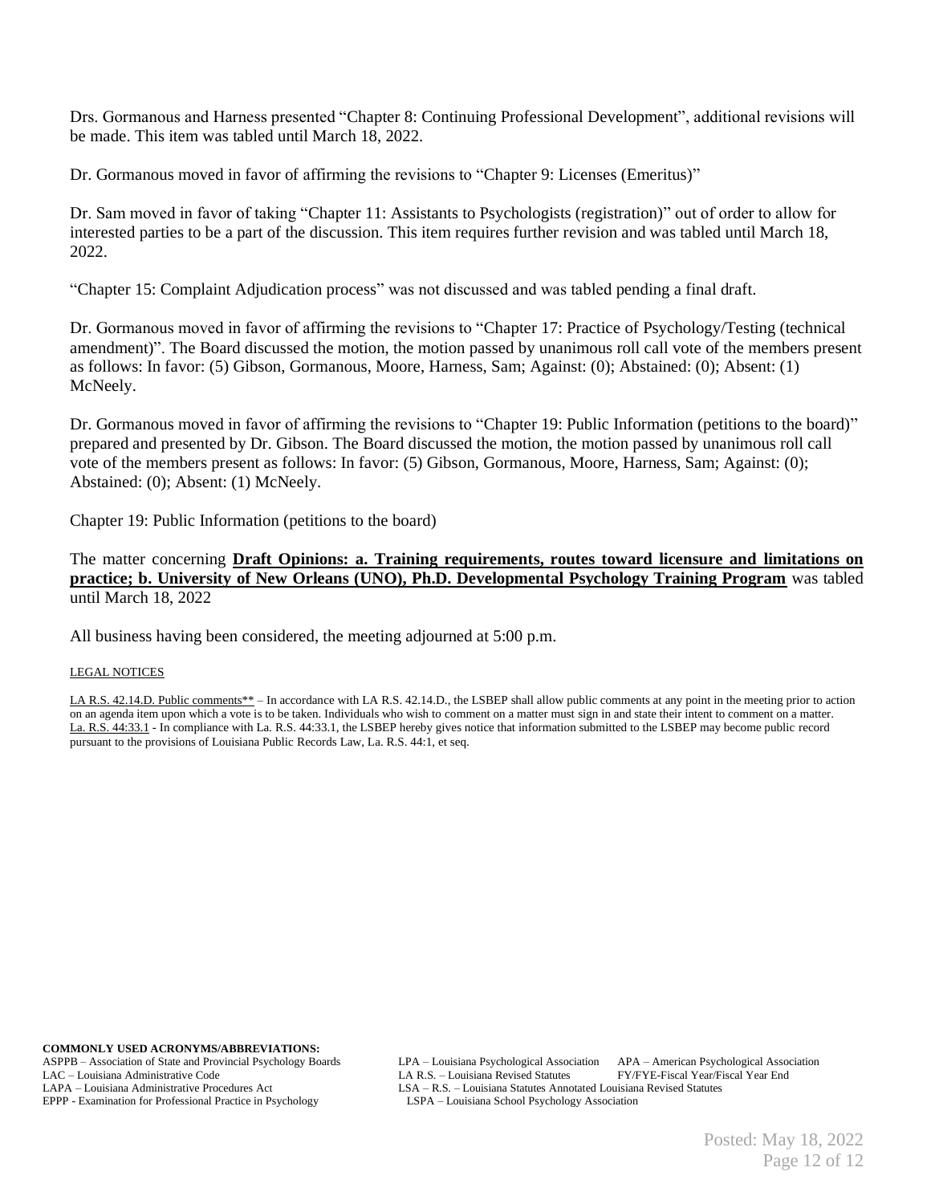Drs. Gormanous and Harness presented "Chapter 8: Continuing Professional Development", additional revisions will be made. This item was tabled until March 18, 2022.

Dr. Gormanous moved in favor of affirming the revisions to "Chapter 9: Licenses (Emeritus)"

Dr. Sam moved in favor of taking "Chapter 11: Assistants to Psychologists (registration)" out of order to allow for interested parties to be a part of the discussion. This item requires further revision and was tabled until March 18, 2022.

"Chapter 15: Complaint Adjudication process" was not discussed and was tabled pending a final draft.

Dr. Gormanous moved in favor of affirming the revisions to "Chapter 17: Practice of Psychology/Testing (technical amendment)". The Board discussed the motion, the motion passed by unanimous roll call vote of the members present as follows: In favor: (5) Gibson, Gormanous, Moore, Harness, Sam; Against: (0); Abstained: (0); Absent: (1) McNeely.

Dr. Gormanous moved in favor of affirming the revisions to "Chapter 19: Public Information (petitions to the board)" prepared and presented by Dr. Gibson. The Board discussed the motion, the motion passed by unanimous roll call vote of the members present as follows: In favor: (5) Gibson, Gormanous, Moore, Harness, Sam; Against: (0); Abstained: (0); Absent: (1) McNeely.

Chapter 19: Public Information (petitions to the board)

The matter concerning **Draft Opinions: a. Training requirements, routes toward licensure and limitations on practice; b. University of New Orleans (UNO), Ph.D. Developmental Psychology Training Program** was tabled until March 18, 2022

All business having been considered, the meeting adjourned at 5:00 p.m.

LEGAL NOTICES

LA R.S. 42.14.D. Public comments** – In accordance with LA R.S. 42.14.D., the LSBEP shall allow public comments at any point in the meeting prior to action on an agenda item upon which a vote is to be taken. Individuals who wish to comment on a matter must sign in and state their intent to comment on a matter.
La. R.S. 44:33.1 - In compliance with La. R.S. 44:33.1, the LSBEP hereby gives notice that information submitted to the LSBEP may become public record pursuant to the provisions of Louisiana Public Records Law, La. R.S. 44:1, et seq.

**COMMONLY USED ACRONYMS/ABBREVIATIONS:**

ASPPB – Association of State and Provincial Psychology Boards
LAC – Louisiana Administrative Code
LAPA – Louisiana Administrative Procedures Act
EPPP - Examination for Professional Practice in Psychology
LPA – Louisiana Psychological Association
LA R.S. – Louisiana Revised Statutes
LSA – R.S. – Louisiana Statutes Annotated Louisiana Revised Statutes
LSPA – Louisiana School Psychology Association
APA – American Psychological Association
FY/FYE-Fiscal Year/Fiscal Year End

Posted: May 18, 2022